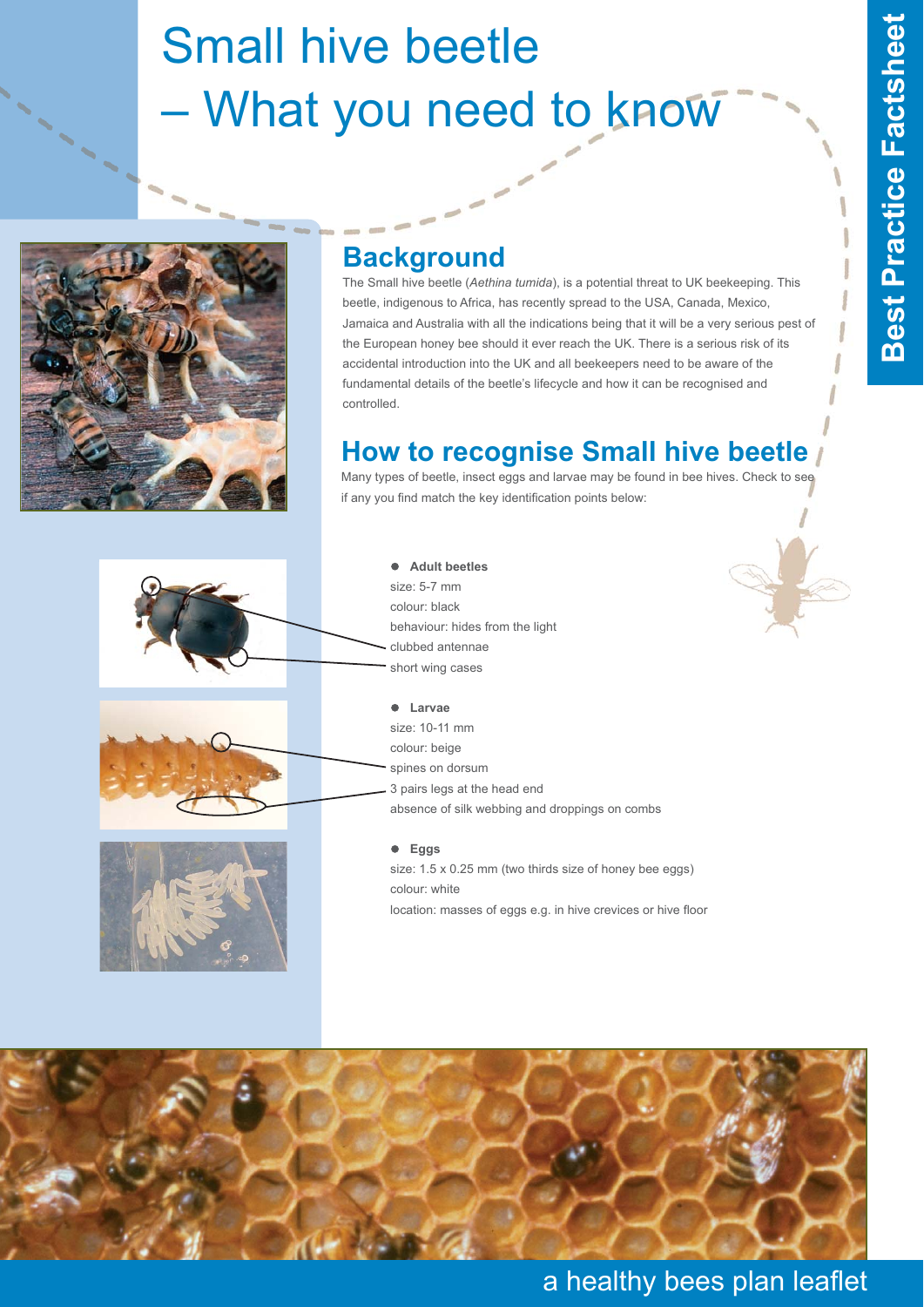# Small hive beetle – What you need to know

Best Practice Factsheet

## Background

The Small hive beetle (*Aethina tumida*), is a potential threat to UK beekeeping. This beetle, indigenous to Africa, has recently spread to the USA, Canada, Mexico, Jamaica and Australia with all the indications being that it will be a very serious pest of the European honey bee should it ever reach the UK. There is a serious risk of its accidental introduction into the UK and all beekeepers need to be aware of the fundamental details of the beetle's lifecycle and how it can be recognised and controlled.

## How to recognise Small hive beetle

Many types of beetle, insect eggs and larvae may be found in bee hives. Check to see if any you find match the key identification points below:

- **Adult beetles**
  - size: 5-7 mm
  - colour: black
  - behaviour: hides from the light
  - clubbed antennae
  - short wing cases

- **Larvae**
  - size: 10-11 mm
  - colour: beige
  - spines on dorsum
  - 3 pairs legs at the head end
  - absence of silk webbing and droppings on combs

- **Eggs**
  - size: 1.5 x 0.25 mm (two thirds size of honey bee eggs)
  - colour: white
  - location: masses of eggs e.g. in hive crevices or hive floor

a healthy bees plan leaflet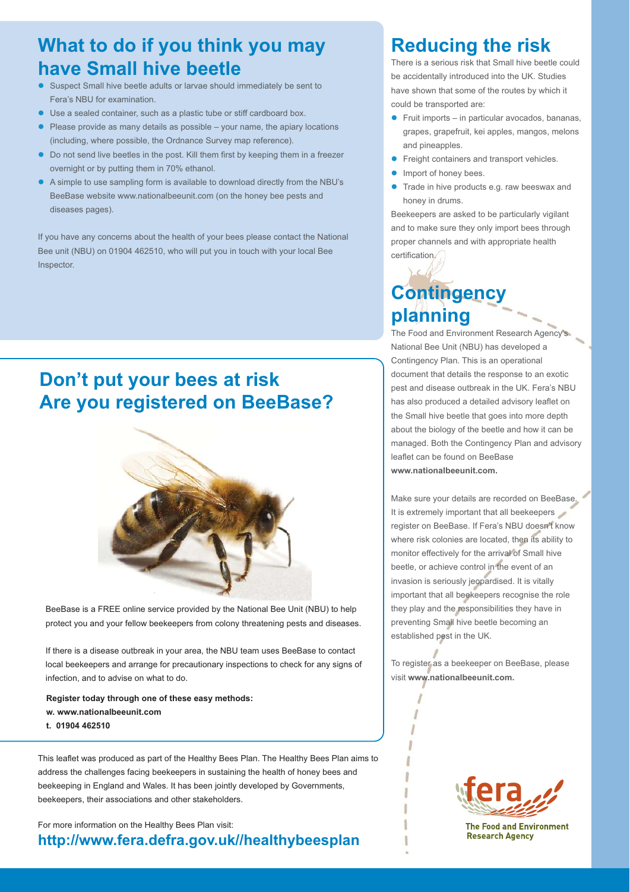## What to do if you think you may have Small hive beetle

- Suspect Small hive beetle adults or larvae should immediately be sent to Fera's NBU for examination.
- Use a sealed container, such as a plastic tube or stiff cardboard box.
- Please provide as many details as possible – your name, the apiary locations (including, where possible, the Ordnance Survey map reference).
- Do not send live beetles in the post. Kill them first by keeping them in a freezer overnight or by putting them in 70% ethanol.
- A simple to use sampling form is available to download directly from the NBU's BeeBase website www.nationalbeeunit.com (on the honey bee pests and diseases pages).

If you have any concerns about the health of your bees please contact the National Bee unit (NBU) on 01904 462510, who will put you in touch with your local Bee Inspector.

## Don't put your bees at risk Are you registered on BeeBase?

BeeBase is a FREE online service provided by the National Bee Unit (NBU) to help protect you and your fellow beekeepers from colony threatening pests and diseases.

If there is a disease outbreak in your area, the NBU team uses BeeBase to contact local beekeepers and arrange for precautionary inspections to check for any signs of infection, and to advise on what to do.

**Register today through one of these easy methods:**
**w. www.nationalbeeunit.com**
**t. 01904 462510**

## Reducing the risk

There is a serious risk that Small hive beetle could be accidentally introduced into the UK. Studies have shown that some of the routes by which it could be transported are:

- Fruit imports – in particular avocados, bananas, grapes, grapefruit, kei apples, mangos, melons and pineapples.
- Freight containers and transport vehicles.
- Import of honey bees.
- Trade in hive products e.g. raw beeswax and honey in drums.

Beekeepers are asked to be particularly vigilant and to make sure they only import bees through proper channels and with appropriate health certification.

## Contingency planning

The Food and Environment Research Agency's National Bee Unit (NBU) has developed a Contingency Plan. This is an operational document that details the response to an exotic pest and disease outbreak in the UK. Fera's NBU has also produced a detailed advisory leaflet on the Small hive beetle that goes into more depth about the biology of the beetle and how it can be managed. Both the Contingency Plan and advisory leaflet can be found on BeeBase **www.nationalbeeunit.com.**

Make sure your details are recorded on BeeBase. It is extremely important that all beekeepers register on BeeBase. If Fera's NBU doesn't know where risk colonies are located, then its ability to monitor effectively for the arrival of Small hive beetle, or achieve control in the event of an invasion is seriously jeopardised. It is vitally important that all beekeepers recognise the role they play and the responsibilities they have in preventing Small hive beetle becoming an established pest in the UK.

To register as a beekeeper on BeeBase, please visit **www.nationalbeeunit.com.**

This leaflet was produced as part of the Healthy Bees Plan. The Healthy Bees Plan aims to address the challenges facing beekeepers in sustaining the health of honey bees and beekeeping in England and Wales. It has been jointly developed by Governments, beekeepers, their associations and other stakeholders.

For more information on the Healthy Bees Plan visit:
**http://www.fera.defra.gov.uk//healthybeesplan**

fera
The Food and Environment Research Agency